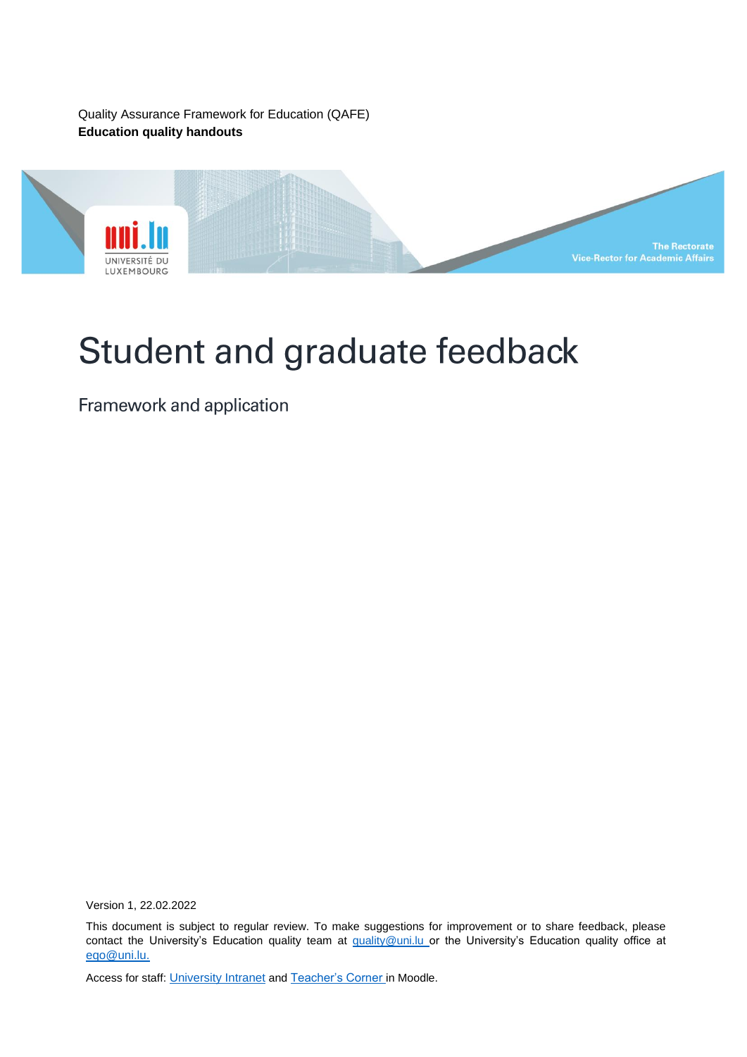Quality Assurance Framework for Education (QAFE)
**Education quality handouts**

UNIVERSITÉ DU LUXEMBOURG

The Rectorate
Vice-Rector for Academic Affairs

# Student and graduate feedback

Framework and application

Version 1, 22.02.2022

This document is subject to regular review. To make suggestions for improvement or to share feedback, please contact the University's Education quality team at quality@uni.lu or the University's Education quality office at eqo@uni.lu.

Access for staff: University Intranet and Teacher's Corner in Moodle.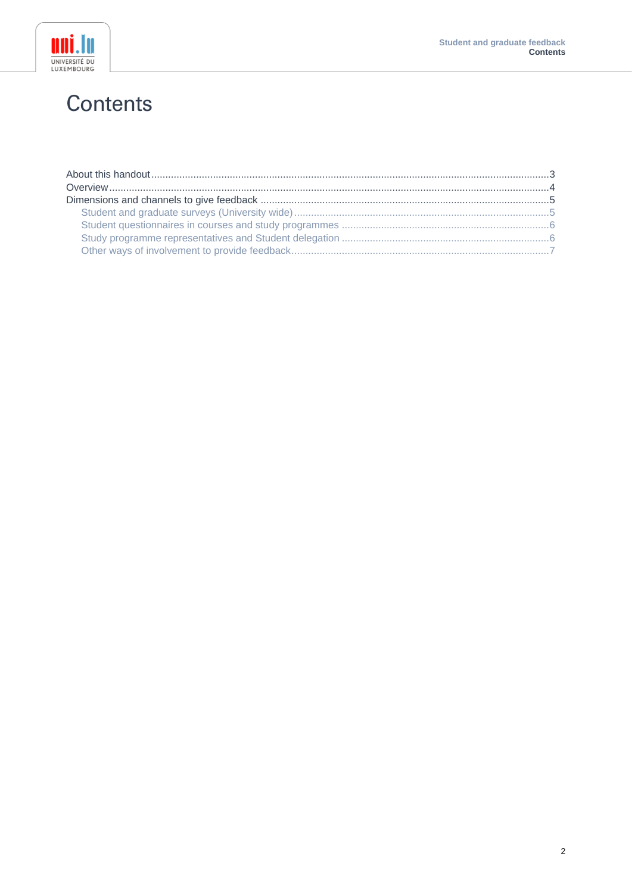# Contents

About this handout ........ 3
Overview ........ 4
Dimensions and channels to give feedback ........ 5
- Student and graduate surveys (University wide) ........ 5
- Student questionnaires in courses and study programmes ........ 6
- Study programme representatives and Student delegation ........ 6
- Other ways of involvement to provide feedback ........ 7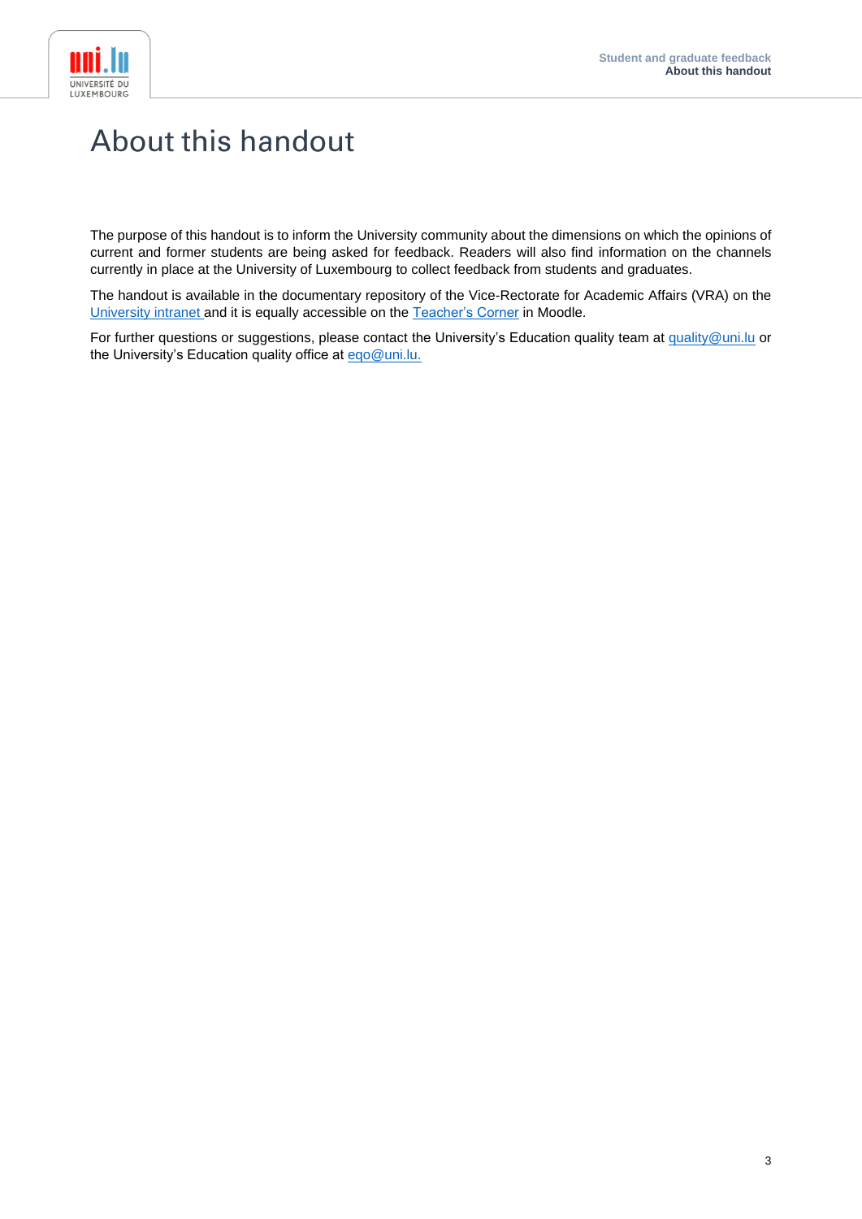# About this handout

The purpose of this handout is to inform the University community about the dimensions on which the opinions of current and former students are being asked for feedback. Readers will also find information on the channels currently in place at the University of Luxembourg to collect feedback from students and graduates.

The handout is available in the documentary repository of the Vice-Rectorate for Academic Affairs (VRA) on the University intranet and it is equally accessible on the Teacher's Corner in Moodle.

For further questions or suggestions, please contact the University's Education quality team at quality@uni.lu or the University's Education quality office at eqo@uni.lu.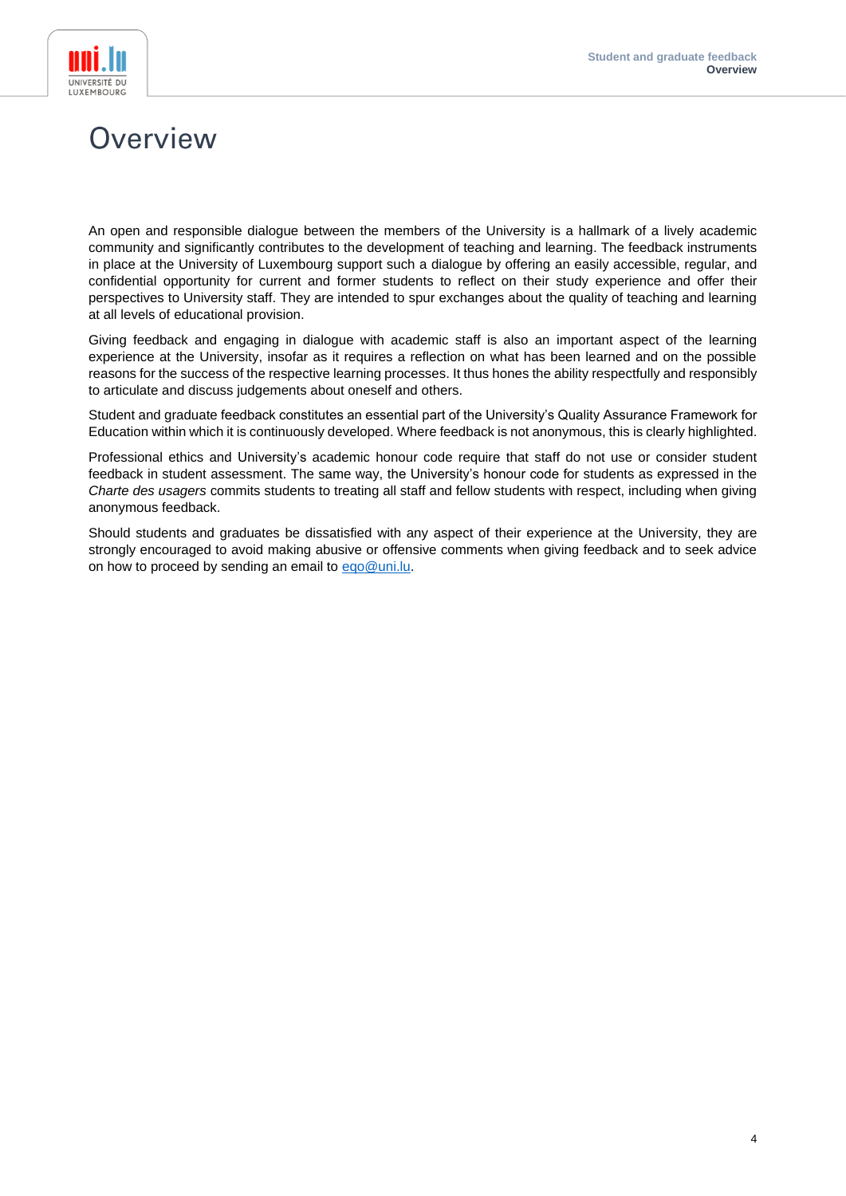# Overview

An open and responsible dialogue between the members of the University is a hallmark of a lively academic community and significantly contributes to the development of teaching and learning. The feedback instruments in place at the University of Luxembourg support such a dialogue by offering an easily accessible, regular, and confidential opportunity for current and former students to reflect on their study experience and offer their perspectives to University staff. They are intended to spur exchanges about the quality of teaching and learning at all levels of educational provision.

Giving feedback and engaging in dialogue with academic staff is also an important aspect of the learning experience at the University, insofar as it requires a reflection on what has been learned and on the possible reasons for the success of the respective learning processes. It thus hones the ability respectfully and responsibly to articulate and discuss judgements about oneself and others.

Student and graduate feedback constitutes an essential part of the University's Quality Assurance Framework for Education within which it is continuously developed. Where feedback is not anonymous, this is clearly highlighted.

Professional ethics and University's academic honour code require that staff do not use or consider student feedback in student assessment. The same way, the University's honour code for students as expressed in the *Charte des usagers* commits students to treating all staff and fellow students with respect, including when giving anonymous feedback.

Should students and graduates be dissatisfied with any aspect of their experience at the University, they are strongly encouraged to avoid making abusive or offensive comments when giving feedback and to seek advice on how to proceed by sending an email to [eqo@uni.lu](mailto:eqo@uni.lu).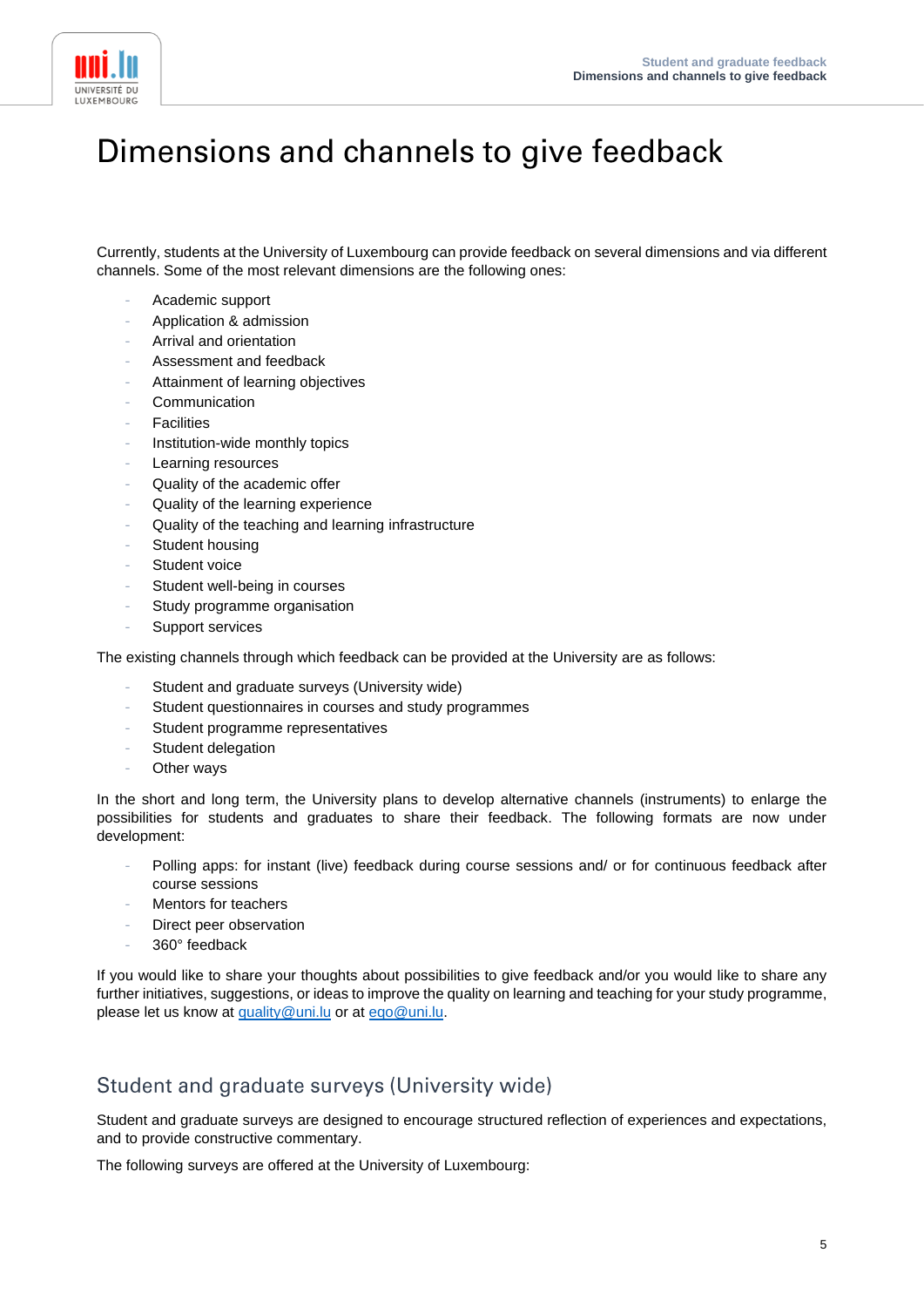# Dimensions and channels to give feedback

Currently, students at the University of Luxembourg can provide feedback on several dimensions and via different channels. Some of the most relevant dimensions are the following ones:

- Academic support
- Application & admission
- Arrival and orientation
- Assessment and feedback
- Attainment of learning objectives
- Communication
- Facilities
- Institution-wide monthly topics
- Learning resources
- Quality of the academic offer
- Quality of the learning experience
- Quality of the teaching and learning infrastructure
- Student housing
- Student voice
- Student well-being in courses
- Study programme organisation
- Support services

The existing channels through which feedback can be provided at the University are as follows:

- Student and graduate surveys (University wide)
- Student questionnaires in courses and study programmes
- Student programme representatives
- Student delegation
- Other ways

In the short and long term, the University plans to develop alternative channels (instruments) to enlarge the possibilities for students and graduates to share their feedback. The following formats are now under development:

- Polling apps: for instant (live) feedback during course sessions and/ or for continuous feedback after course sessions
- Mentors for teachers
- Direct peer observation
- 360° feedback

If you would like to share your thoughts about possibilities to give feedback and/or you would like to share any further initiatives, suggestions, or ideas to improve the quality on learning and teaching for your study programme, please let us know at quality@uni.lu or at eqo@uni.lu.

## Student and graduate surveys (University wide)

Student and graduate surveys are designed to encourage structured reflection of experiences and expectations, and to provide constructive commentary.

The following surveys are offered at the University of Luxembourg: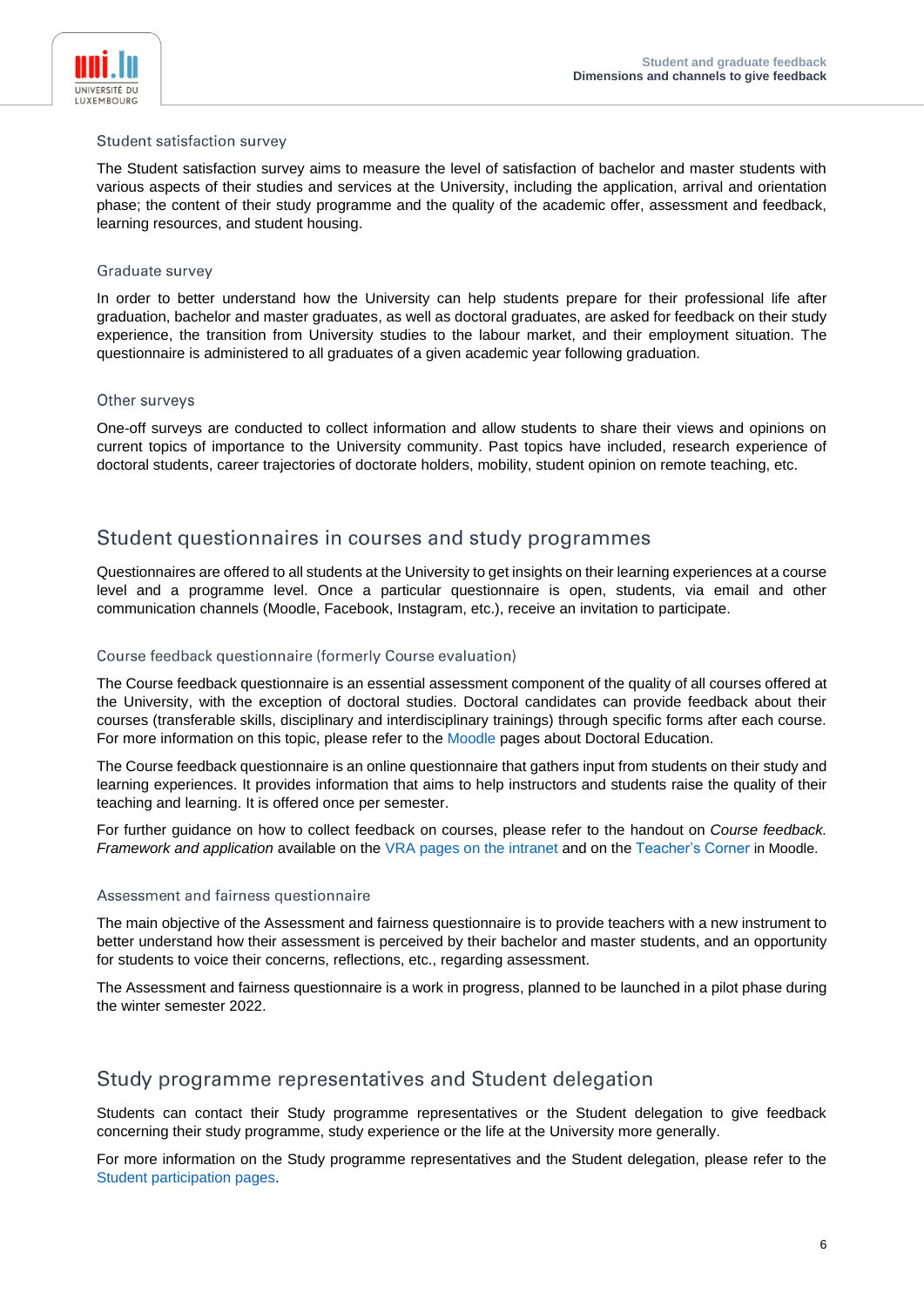### Student satisfaction survey

The Student satisfaction survey aims to measure the level of satisfaction of bachelor and master students with various aspects of their studies and services at the University, including the application, arrival and orientation phase; the content of their study programme and the quality of the academic offer, assessment and feedback, learning resources, and student housing.

### Graduate survey

In order to better understand how the University can help students prepare for their professional life after graduation, bachelor and master graduates, as well as doctoral graduates, are asked for feedback on their study experience, the transition from University studies to the labour market, and their employment situation. The questionnaire is administered to all graduates of a given academic year following graduation.

### Other surveys

One-off surveys are conducted to collect information and allow students to share their views and opinions on current topics of importance to the University community. Past topics have included, research experience of doctoral students, career trajectories of doctorate holders, mobility, student opinion on remote teaching, etc.

## Student questionnaires in courses and study programmes

Questionnaires are offered to all students at the University to get insights on their learning experiences at a course level and a programme level. Once a particular questionnaire is open, students, via email and other communication channels (Moodle, Facebook, Instagram, etc.), receive an invitation to participate.

### Course feedback questionnaire (formerly Course evaluation)

The Course feedback questionnaire is an essential assessment component of the quality of all courses offered at the University, with the exception of doctoral studies. Doctoral candidates can provide feedback about their courses (transferable skills, disciplinary and interdisciplinary trainings) through specific forms after each course. For more information on this topic, please refer to the Moodle pages about Doctoral Education.

The Course feedback questionnaire is an online questionnaire that gathers input from students on their study and learning experiences. It provides information that aims to help instructors and students raise the quality of their teaching and learning. It is offered once per semester.

For further guidance on how to collect feedback on courses, please refer to the handout on *Course feedback. Framework and application* available on the VRA pages on the intranet and on the Teacher's Corner in Moodle.

### Assessment and fairness questionnaire

The main objective of the Assessment and fairness questionnaire is to provide teachers with a new instrument to better understand how their assessment is perceived by their bachelor and master students, and an opportunity for students to voice their concerns, reflections, etc., regarding assessment.

The Assessment and fairness questionnaire is a work in progress, planned to be launched in a pilot phase during the winter semester 2022.

## Study programme representatives and Student delegation

Students can contact their Study programme representatives or the Student delegation to give feedback concerning their study programme, study experience or the life at the University more generally.

For more information on the Study programme representatives and the Student delegation, please refer to the Student participation pages.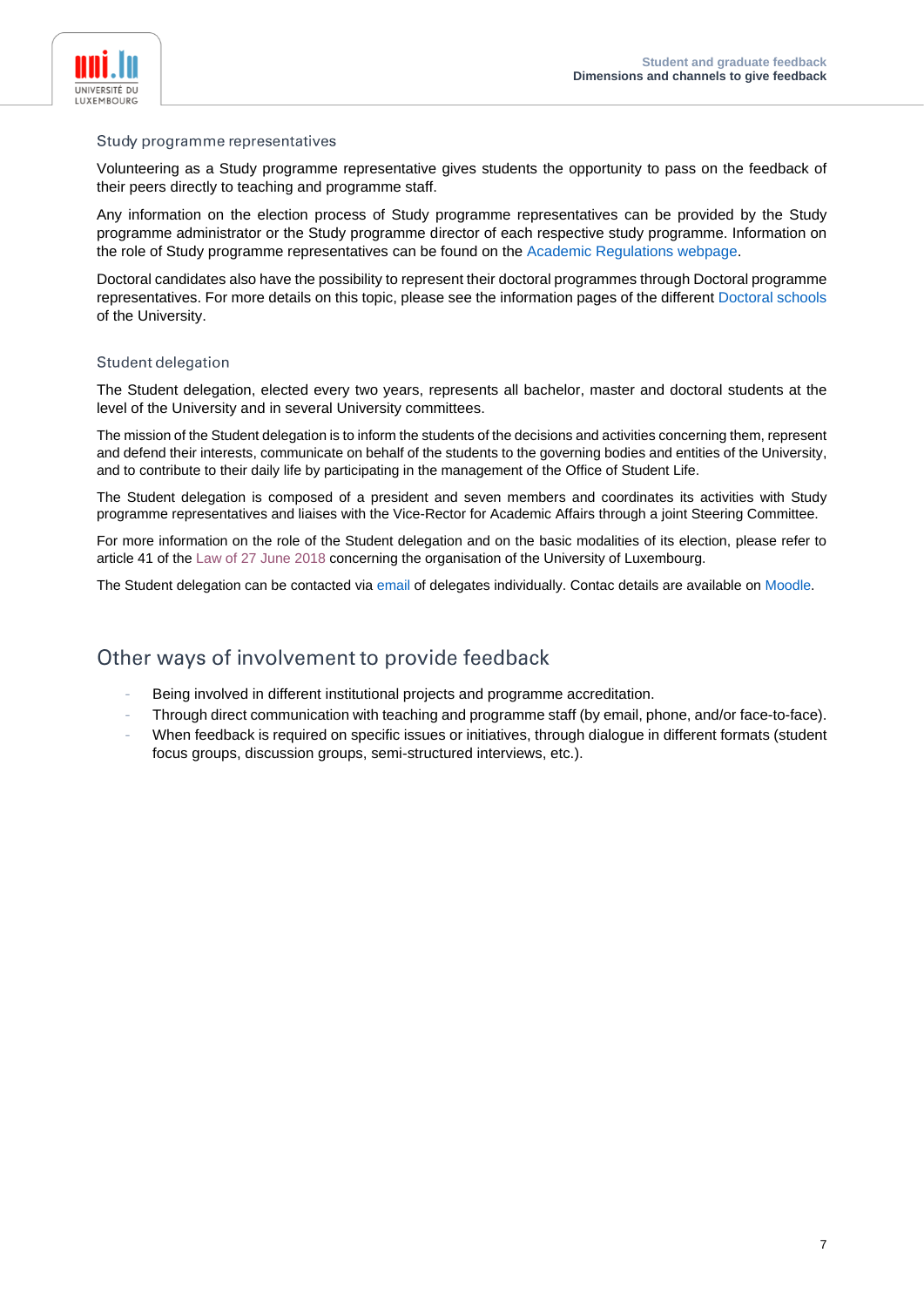### Study programme representatives

Volunteering as a Study programme representative gives students the opportunity to pass on the feedback of their peers directly to teaching and programme staff.

Any information on the election process of Study programme representatives can be provided by the Study programme administrator or the Study programme director of each respective study programme. Information on the role of Study programme representatives can be found on the Academic Regulations webpage.

Doctoral candidates also have the possibility to represent their doctoral programmes through Doctoral programme representatives. For more details on this topic, please see the information pages of the different Doctoral schools of the University.

### Student delegation

The Student delegation, elected every two years, represents all bachelor, master and doctoral students at the level of the University and in several University committees.

The mission of the Student delegation is to inform the students of the decisions and activities concerning them, represent and defend their interests, communicate on behalf of the students to the governing bodies and entities of the University, and to contribute to their daily life by participating in the management of the Office of Student Life.

The Student delegation is composed of a president and seven members and coordinates its activities with Study programme representatives and liaises with the Vice-Rector for Academic Affairs through a joint Steering Committee.

For more information on the role of the Student delegation and on the basic modalities of its election, please refer to article 41 of the Law of 27 June 2018 concerning the organisation of the University of Luxembourg.

The Student delegation can be contacted via email of delegates individually. Contac details are available on Moodle.

## Other ways of involvement to provide feedback

- Being involved in different institutional projects and programme accreditation.
- Through direct communication with teaching and programme staff (by email, phone, and/or face-to-face).
- When feedback is required on specific issues or initiatives, through dialogue in different formats (student focus groups, discussion groups, semi-structured interviews, etc.).